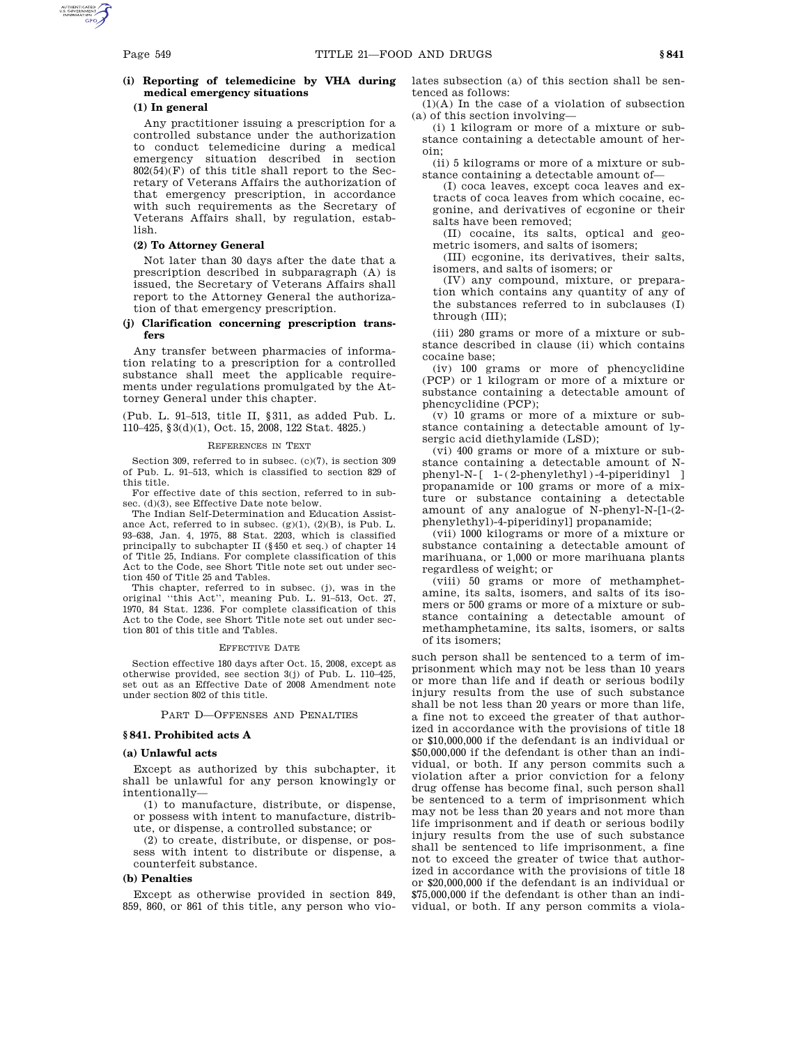#### (i) Reporting of telemedicine by VHA during medical emergency situations

##### (1) In general

Any practitioner issuing a prescription for a controlled substance under the authorization to conduct telemedicine during a medical emergency situation described in section 802(54)(F) of this title shall report to the Secretary of Veterans Affairs the authorization of that emergency prescription, in accordance with such requirements as the Secretary of Veterans Affairs shall, by regulation, establish.

##### (2) To Attorney General

Not later than 30 days after the date that a prescription described in subparagraph (A) is issued, the Secretary of Veterans Affairs shall report to the Attorney General the authorization of that emergency prescription.

#### (j) Clarification concerning prescription transfers

Any transfer between pharmacies of information relating to a prescription for a controlled substance shall meet the applicable requirements under regulations promulgated by the Attorney General under this chapter.

(Pub. L. 91–513, title II, §311, as added Pub. L. 110–425, §3(d)(1), Oct. 15, 2008, 122 Stat. 4825.)

REFERENCES IN TEXT

Section 309, referred to in subsec. (c)(7), is section 309 of Pub. L. 91–513, which is classified to section 829 of this title.

For effective date of this section, referred to in subsec. (d)(3), see Effective Date note below.

The Indian Self-Determination and Education Assistance Act, referred to in subsec. (g)(1), (2)(B), is Pub. L. 93–638, Jan. 4, 1975, 88 Stat. 2203, which is classified principally to subchapter II (§450 et seq.) of chapter 14 of Title 25, Indians. For complete classification of this Act to the Code, see Short Title note set out under section 450 of Title 25 and Tables.

This chapter, referred to in subsec. (j), was in the original "this Act", meaning Pub. L. 91–513, Oct. 27, 1970, 84 Stat. 1236. For complete classification of this Act to the Code, see Short Title note set out under section 801 of this title and Tables.

EFFECTIVE DATE

Section effective 180 days after Oct. 15, 2008, except as otherwise provided, see section 3(j) of Pub. L. 110–425, set out as an Effective Date of 2008 Amendment note under section 802 of this title.

PART D—OFFENSES AND PENALTIES

### §841. Prohibited acts A

#### (a) Unlawful acts

Except as authorized by this subchapter, it shall be unlawful for any person knowingly or intentionally—

(1) to manufacture, distribute, or dispense, or possess with intent to manufacture, distribute, or dispense, a controlled substance; or

(2) to create, distribute, or dispense, or possess with intent to distribute or dispense, a counterfeit substance.

#### (b) Penalties

Except as otherwise provided in section 849, 859, 860, or 861 of this title, any person who violates subsection (a) of this section shall be sentenced as follows:

(1)(A) In the case of a violation of subsection (a) of this section involving—

(i) 1 kilogram or more of a mixture or substance containing a detectable amount of heroin;

(ii) 5 kilograms or more of a mixture or substance containing a detectable amount of—

(I) coca leaves, except coca leaves and extracts of coca leaves from which cocaine, ecgonine, and derivatives of ecgonine or their salts have been removed;

(II) cocaine, its salts, optical and geometric isomers, and salts of isomers;

(III) ecgonine, its derivatives, their salts, isomers, and salts of isomers; or

(IV) any compound, mixture, or preparation which contains any quantity of any of the substances referred to in subclauses (I) through (III);

(iii) 280 grams or more of a mixture or substance described in clause (ii) which contains cocaine base;

(iv) 100 grams or more of phencyclidine (PCP) or 1 kilogram or more of a mixture or substance containing a detectable amount of phencyclidine (PCP);

(v) 10 grams or more of a mixture or substance containing a detectable amount of lysergic acid diethylamide (LSD);

(vi) 400 grams or more of a mixture or substance containing a detectable amount of N-phenyl-N-[1-(2-phenylethyl)-4-piperidinyl] propanamide or 100 grams or more of a mixture or substance containing a detectable amount of any analogue of N-phenyl-N-[1-(2-phenylethyl)-4-piperidinyl] propanamide;

(vii) 1000 kilograms or more of a mixture or substance containing a detectable amount of marihuana, or 1,000 or more marihuana plants regardless of weight; or

(viii) 50 grams or more of methamphetamine, its salts, isomers, and salts of its isomers or 500 grams or more of a mixture or substance containing a detectable amount of methamphetamine, its salts, isomers, or salts of its isomers;

such person shall be sentenced to a term of imprisonment which may not be less than 10 years or more than life and if death or serious bodily injury results from the use of such substance shall be not less than 20 years or more than life, a fine not to exceed the greater of that authorized in accordance with the provisions of title 18 or $10,000,000 if the defendant is an individual or $50,000,000 if the defendant is other than an individual, or both. If any person commits such a violation after a prior conviction for a felony drug offense has become final, such person shall be sentenced to a term of imprisonment which may not be less than 20 years and not more than life imprisonment and if death or serious bodily injury results from the use of such substance shall be sentenced to life imprisonment, a fine not to exceed the greater of twice that authorized in accordance with the provisions of title 18 or $20,000,000 if the defendant is an individual or $75,000,000 if the defendant is other than an individual, or both. If any person commits a viola-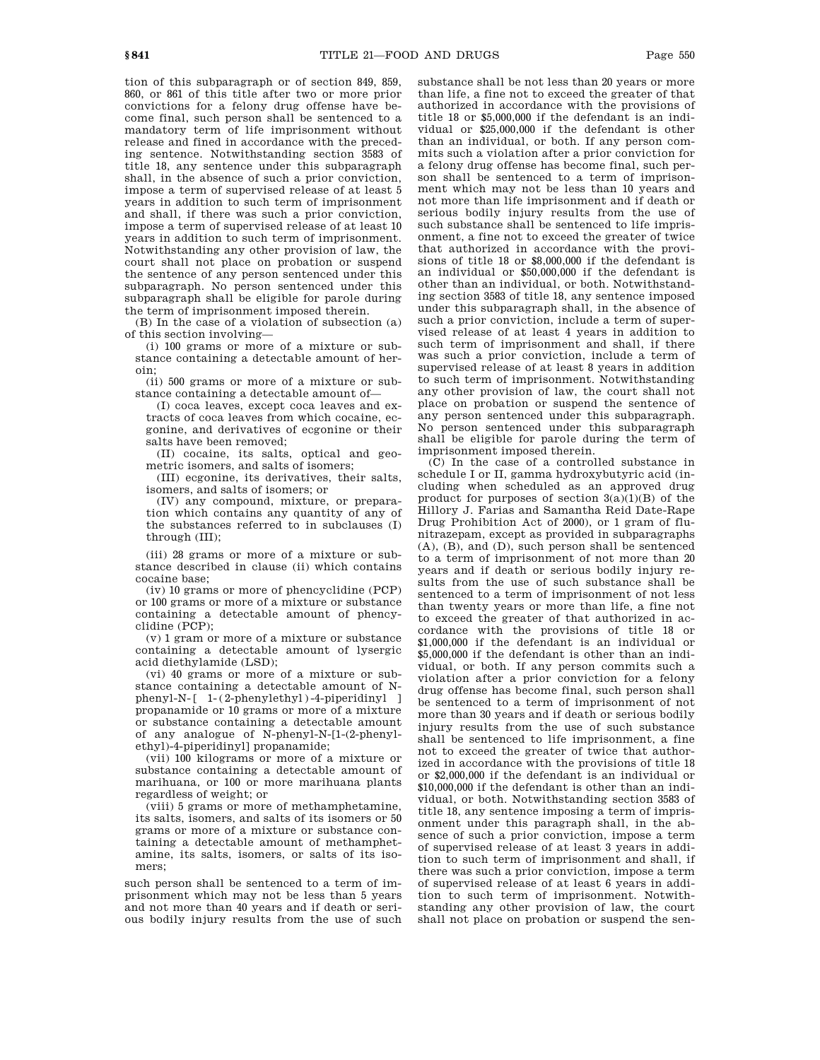tion of this subparagraph or of section 849, 859, 860, or 861 of this title after two or more prior convictions for a felony drug offense have become final, such person shall be sentenced to a mandatory term of life imprisonment without release and fined in accordance with the preceding sentence. Notwithstanding section 3583 of title 18, any sentence under this subparagraph shall, in the absence of such a prior conviction, impose a term of supervised release of at least 5 years in addition to such term of imprisonment and shall, if there was such a prior conviction, impose a term of supervised release of at least 10 years in addition to such term of imprisonment. Notwithstanding any other provision of law, the court shall not place on probation or suspend the sentence of any person sentenced under this subparagraph. No person sentenced under this subparagraph shall be eligible for parole during the term of imprisonment imposed therein.

(B) In the case of a violation of subsection (a) of this section involving—

(i) 100 grams or more of a mixture or substance containing a detectable amount of heroin;

(ii) 500 grams or more of a mixture or substance containing a detectable amount of—

(I) coca leaves, except coca leaves and extracts of coca leaves from which cocaine, ecgonine, and derivatives of ecgonine or their salts have been removed;

(II) cocaine, its salts, optical and geometric isomers, and salts of isomers;

(III) ecgonine, its derivatives, their salts, isomers, and salts of isomers; or

(IV) any compound, mixture, or preparation which contains any quantity of any of the substances referred to in subclauses (I) through (III);

(iii) 28 grams or more of a mixture or substance described in clause (ii) which contains cocaine base;

(iv) 10 grams or more of phencyclidine (PCP) or 100 grams or more of a mixture or substance containing a detectable amount of phencyclidine (PCP);

(v) 1 gram or more of a mixture or substance containing a detectable amount of lysergic acid diethylamide (LSD);

(vi) 40 grams or more of a mixture or substance containing a detectable amount of N-phenyl-N-[ 1-(2-phenylethyl)-4-piperidinyl ] propanamide or 10 grams or more of a mixture or substance containing a detectable amount of any analogue of N-phenyl-N-[1-(2-phenylethyl)-4-piperidinyl] propanamide;

(vii) 100 kilograms or more of a mixture or substance containing a detectable amount of marihuana, or 100 or more marihuana plants regardless of weight; or

(viii) 5 grams or more of methamphetamine, its salts, isomers, and salts of its isomers or 50 grams or more of a mixture or substance containing a detectable amount of methamphetamine, its salts, isomers, or salts of its isomers;

such person shall be sentenced to a term of imprisonment which may not be less than 5 years and not more than 40 years and if death or serious bodily injury results from the use of such substance shall be not less than 20 years or more than life, a fine not to exceed the greater of that authorized in accordance with the provisions of title 18 or $5,000,000 if the defendant is an individual or $25,000,000 if the defendant is other than an individual, or both. If any person commits such a violation after a prior conviction for a felony drug offense has become final, such person shall be sentenced to a term of imprisonment which may not be less than 10 years and not more than life imprisonment and if death or serious bodily injury results from the use of such substance shall be sentenced to life imprisonment, a fine not to exceed the greater of twice that authorized in accordance with the provisions of title 18 or $8,000,000 if the defendant is an individual or $50,000,000 if the defendant is other than an individual, or both. Notwithstanding section 3583 of title 18, any sentence imposed under this subparagraph shall, in the absence of such a prior conviction, include a term of supervised release of at least 4 years in addition to such term of imprisonment and shall, if there was such a prior conviction, include a term of supervised release of at least 8 years in addition to such term of imprisonment. Notwithstanding any other provision of law, the court shall not place on probation or suspend the sentence of any person sentenced under this subparagraph. No person sentenced under this subparagraph shall be eligible for parole during the term of imprisonment imposed therein.

(C) In the case of a controlled substance in schedule I or II, gamma hydroxybutyric acid (including when scheduled as an approved drug product for purposes of section 3(a)(1)(B) of the Hillory J. Farias and Samantha Reid Date-Rape Drug Prohibition Act of 2000), or 1 gram of flunitrazepam, except as provided in subparagraphs (A), (B), and (D), such person shall be sentenced to a term of imprisonment of not more than 20 years and if death or serious bodily injury results from the use of such substance shall be sentenced to a term of imprisonment of not less than twenty years or more than life, a fine not to exceed the greater of that authorized in accordance with the provisions of title 18 or $1,000,000 if the defendant is an individual or $5,000,000 if the defendant is other than an individual, or both. If any person commits such a violation after a prior conviction for a felony drug offense has become final, such person shall be sentenced to a term of imprisonment of not more than 30 years and if death or serious bodily injury results from the use of such substance shall be sentenced to life imprisonment, a fine not to exceed the greater of twice that authorized in accordance with the provisions of title 18 or $2,000,000 if the defendant is an individual or $10,000,000 if the defendant is other than an individual, or both. Notwithstanding section 3583 of title 18, any sentence imposing a term of imprisonment under this paragraph shall, in the absence of such a prior conviction, impose a term of supervised release of at least 3 years in addition to such term of imprisonment and shall, if there was such a prior conviction, impose a term of supervised release of at least 6 years in addition to such term of imprisonment. Notwithstanding any other provision of law, the court shall not place on probation or suspend the sen-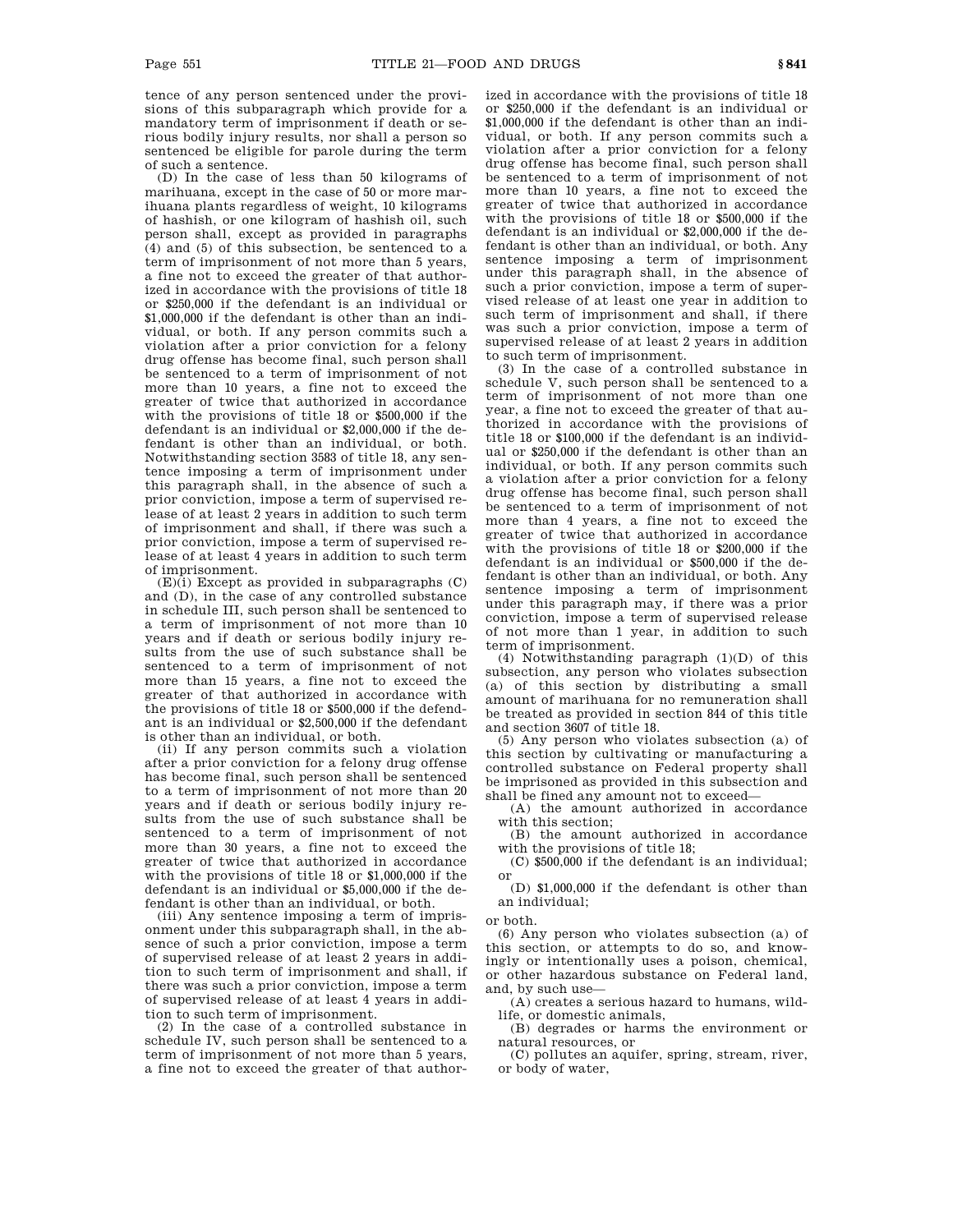tence of any person sentenced under the provisions of this subparagraph which provide for a mandatory term of imprisonment if death or serious bodily injury results, nor shall a person so sentenced be eligible for parole during the term of such a sentence.

(D) In the case of less than 50 kilograms of marihuana, except in the case of 50 or more marihuana plants regardless of weight, 10 kilograms of hashish, or one kilogram of hashish oil, such person shall, except as provided in paragraphs (4) and (5) of this subsection, be sentenced to a term of imprisonment of not more than 5 years, a fine not to exceed the greater of that authorized in accordance with the provisions of title 18 or $250,000 if the defendant is an individual or $1,000,000 if the defendant is other than an individual, or both. If any person commits such a violation after a prior conviction for a felony drug offense has become final, such person shall be sentenced to a term of imprisonment of not more than 10 years, a fine not to exceed the greater of twice that authorized in accordance with the provisions of title 18 or $500,000 if the defendant is an individual or $2,000,000 if the defendant is other than an individual, or both. Notwithstanding section 3583 of title 18, any sentence imposing a term of imprisonment under this paragraph shall, in the absence of such a prior conviction, impose a term of supervised release of at least 2 years in addition to such term of imprisonment and shall, if there was such a prior conviction, impose a term of supervised release of at least 4 years in addition to such term of imprisonment.

(E)(i) Except as provided in subparagraphs (C) and (D), in the case of any controlled substance in schedule III, such person shall be sentenced to a term of imprisonment of not more than 10 years and if death or serious bodily injury results from the use of such substance shall be sentenced to a term of imprisonment of not more than 15 years, a fine not to exceed the greater of that authorized in accordance with the provisions of title 18 or $500,000 if the defendant is an individual or $2,500,000 if the defendant is other than an individual, or both.

(ii) If any person commits such a violation after a prior conviction for a felony drug offense has become final, such person shall be sentenced to a term of imprisonment of not more than 20 years and if death or serious bodily injury results from the use of such substance shall be sentenced to a term of imprisonment of not more than 30 years, a fine not to exceed the greater of twice that authorized in accordance with the provisions of title 18 or $1,000,000 if the defendant is an individual or $5,000,000 if the defendant is other than an individual, or both.

(iii) Any sentence imposing a term of imprisonment under this subparagraph shall, in the absence of such a prior conviction, impose a term of supervised release of at least 2 years in addition to such term of imprisonment and shall, if there was such a prior conviction, impose a term of supervised release of at least 4 years in addition to such term of imprisonment.

(2) In the case of a controlled substance in schedule IV, such person shall be sentenced to a term of imprisonment of not more than 5 years, a fine not to exceed the greater of that authorized in accordance with the provisions of title 18 or $250,000 if the defendant is an individual or $1,000,000 if the defendant is other than an individual, or both. If any person commits such a violation after a prior conviction for a felony drug offense has become final, such person shall be sentenced to a term of imprisonment of not more than 10 years, a fine not to exceed the greater of twice that authorized in accordance with the provisions of title 18 or $500,000 if the defendant is an individual or $2,000,000 if the defendant is other than an individual, or both. Any sentence imposing a term of imprisonment under this paragraph shall, in the absence of such a prior conviction, impose a term of supervised release of at least one year in addition to such term of imprisonment and shall, if there was such a prior conviction, impose a term of supervised release of at least 2 years in addition to such term of imprisonment.

(3) In the case of a controlled substance in schedule V, such person shall be sentenced to a term of imprisonment of not more than one year, a fine not to exceed the greater of that authorized in accordance with the provisions of title 18 or $100,000 if the defendant is an individual or $250,000 if the defendant is other than an individual, or both. If any person commits such a violation after a prior conviction for a felony drug offense has become final, such person shall be sentenced to a term of imprisonment of not more than 4 years, a fine not to exceed the greater of twice that authorized in accordance with the provisions of title 18 or $200,000 if the defendant is an individual or $500,000 if the defendant is other than an individual, or both. Any sentence imposing a term of imprisonment under this paragraph may, if there was a prior conviction, impose a term of supervised release of not more than 1 year, in addition to such term of imprisonment.

(4) Notwithstanding paragraph (1)(D) of this subsection, any person who violates subsection (a) of this section by distributing a small amount of marihuana for no remuneration shall be treated as provided in section 844 of this title and section 3607 of title 18.

(5) Any person who violates subsection (a) of this section by cultivating or manufacturing a controlled substance on Federal property shall be imprisoned as provided in this subsection and shall be fined any amount not to exceed—

(A) the amount authorized in accordance with this section;

(B) the amount authorized in accordance with the provisions of title 18;

(C) $500,000 if the defendant is an individual; or

(D) $1,000,000 if the defendant is other than an individual;

or both.

(6) Any person who violates subsection (a) of this section, or attempts to do so, and knowingly or intentionally uses a poison, chemical, or other hazardous substance on Federal land, and, by such use—

(A) creates a serious hazard to humans, wildlife, or domestic animals,

(B) degrades or harms the environment or natural resources, or

(C) pollutes an aquifer, spring, stream, river, or body of water,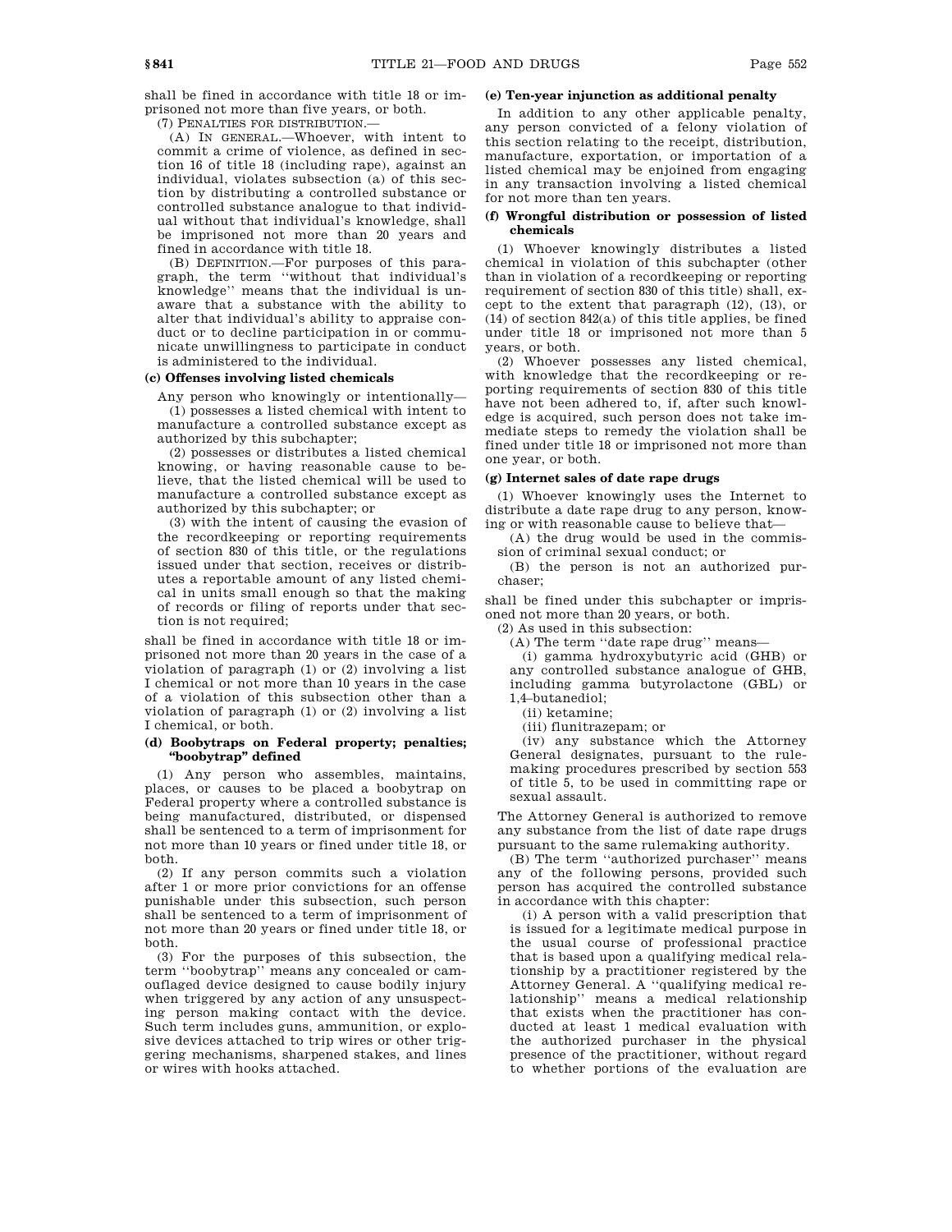shall be fined in accordance with title 18 or imprisoned not more than five years, or both.

(7) PENALTIES FOR DISTRIBUTION.—

(A) IN GENERAL.—Whoever, with intent to commit a crime of violence, as defined in section 16 of title 18 (including rape), against an individual, violates subsection (a) of this section by distributing a controlled substance or controlled substance analogue to that individual without that individual's knowledge, shall be imprisoned not more than 20 years and fined in accordance with title 18.

(B) DEFINITION.—For purposes of this paragraph, the term "without that individual's knowledge" means that the individual is unaware that a substance with the ability to alter that individual's ability to appraise conduct or to decline participation in or communicate unwillingness to participate in conduct is administered to the individual.

### (c) Offenses involving listed chemicals

Any person who knowingly or intentionally—

(1) possesses a listed chemical with intent to manufacture a controlled substance except as authorized by this subchapter;

(2) possesses or distributes a listed chemical knowing, or having reasonable cause to believe, that the listed chemical will be used to manufacture a controlled substance except as authorized by this subchapter; or

(3) with the intent of causing the evasion of the recordkeeping or reporting requirements of section 830 of this title, or the regulations issued under that section, receives or distributes a reportable amount of any listed chemical in units small enough so that the making of records or filing of reports under that section is not required;

shall be fined in accordance with title 18 or imprisoned not more than 20 years in the case of a violation of paragraph (1) or (2) involving a list I chemical or not more than 10 years in the case of a violation of this subsection other than a violation of paragraph (1) or (2) involving a list I chemical, or both.

### (d) Boobytraps on Federal property; penalties; "boobytrap" defined

(1) Any person who assembles, maintains, places, or causes to be placed a boobytrap on Federal property where a controlled substance is being manufactured, distributed, or dispensed shall be sentenced to a term of imprisonment for not more than 10 years or fined under title 18, or both.

(2) If any person commits such a violation after 1 or more prior convictions for an offense punishable under this subsection, such person shall be sentenced to a term of imprisonment of not more than 20 years or fined under title 18, or both.

(3) For the purposes of this subsection, the term "boobytrap" means any concealed or camouflaged device designed to cause bodily injury when triggered by any action of any unsuspecting person making contact with the device. Such term includes guns, ammunition, or explosive devices attached to trip wires or other triggering mechanisms, sharpened stakes, and lines or wires with hooks attached.

### (e) Ten-year injunction as additional penalty

In addition to any other applicable penalty, any person convicted of a felony violation of this section relating to the receipt, distribution, manufacture, exportation, or importation of a listed chemical may be enjoined from engaging in any transaction involving a listed chemical for not more than ten years.

### (f) Wrongful distribution or possession of listed chemicals

(1) Whoever knowingly distributes a listed chemical in violation of this subchapter (other than in violation of a recordkeeping or reporting requirement of section 830 of this title) shall, except to the extent that paragraph (12), (13), or (14) of section 842(a) of this title applies, be fined under title 18 or imprisoned not more than 5 years, or both.

(2) Whoever possesses any listed chemical, with knowledge that the recordkeeping or reporting requirements of section 830 of this title have not been adhered to, if, after such knowledge is acquired, such person does not take immediate steps to remedy the violation shall be fined under title 18 or imprisoned not more than one year, or both.

### (g) Internet sales of date rape drugs

(1) Whoever knowingly uses the Internet to distribute a date rape drug to any person, knowing or with reasonable cause to believe that—

(A) the drug would be used in the commission of criminal sexual conduct; or

(B) the person is not an authorized purchaser;

shall be fined under this subchapter or imprisoned not more than 20 years, or both.

(2) As used in this subsection:

(A) The term "date rape drug" means—

(i) gamma hydroxybutyric acid (GHB) or any controlled substance analogue of GHB, including gamma butyrolactone (GBL) or 1,4–butanediol;

(ii) ketamine;

(iii) flunitrazepam; or

(iv) any substance which the Attorney General designates, pursuant to the rulemaking procedures prescribed by section 553 of title 5, to be used in committing rape or sexual assault.

The Attorney General is authorized to remove any substance from the list of date rape drugs pursuant to the same rulemaking authority.

(B) The term "authorized purchaser" means any of the following persons, provided such person has acquired the controlled substance in accordance with this chapter:

(i) A person with a valid prescription that is issued for a legitimate medical purpose in the usual course of professional practice that is based upon a qualifying medical relationship by a practitioner registered by the Attorney General. A "qualifying medical relationship" means a medical relationship that exists when the practitioner has conducted at least 1 medical evaluation with the authorized purchaser in the physical presence of the practitioner, without regard to whether portions of the evaluation are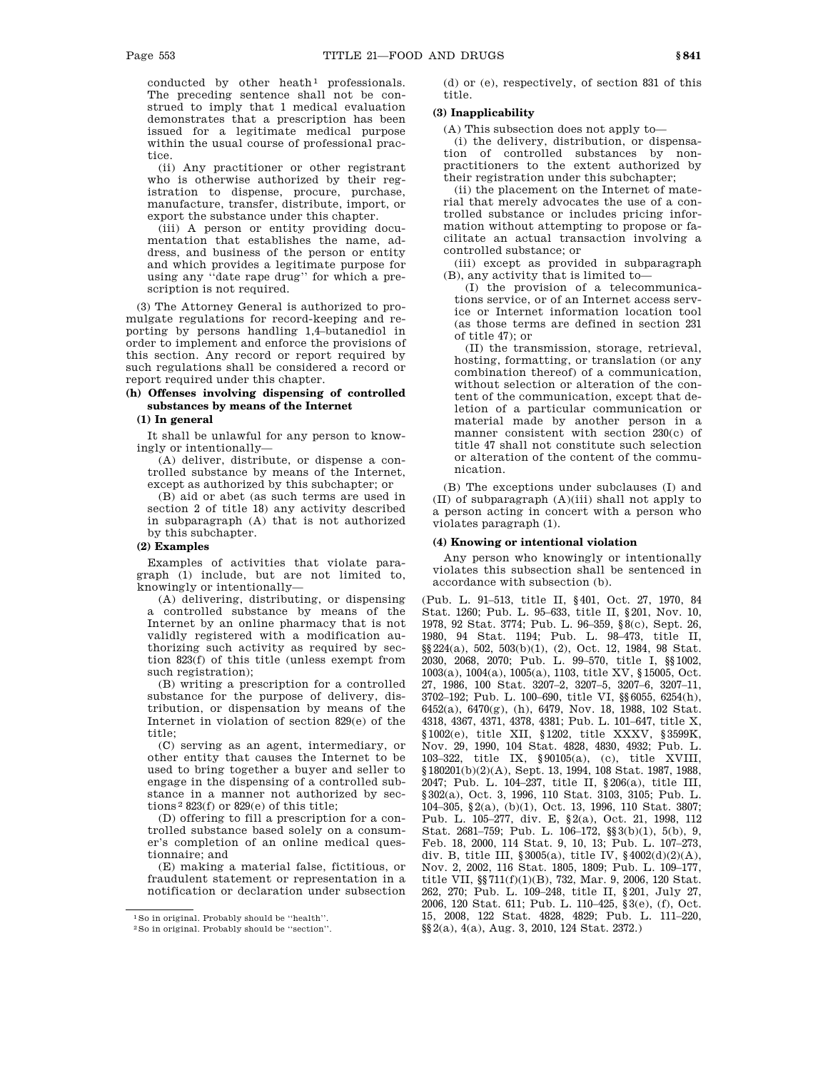conducted by other heath[1] professionals. The preceding sentence shall not be construed to imply that 1 medical evaluation demonstrates that a prescription has been issued for a legitimate medical purpose within the usual course of professional practice.

(ii) Any practitioner or other registrant who is otherwise authorized by their registration to dispense, procure, purchase, manufacture, transfer, distribute, import, or export the substance under this chapter.

(iii) A person or entity providing documentation that establishes the name, address, and business of the person or entity and which provides a legitimate purpose for using any ''date rape drug'' for which a prescription is not required.

(3) The Attorney General is authorized to promulgate regulations for record-keeping and reporting by persons handling 1,4–butanediol in order to implement and enforce the provisions of this section. Any record or report required by such regulations shall be considered a record or report required under this chapter.

#### (h) Offenses involving dispensing of controlled substances by means of the Internet

##### (1) In general

It shall be unlawful for any person to knowingly or intentionally—

(A) deliver, distribute, or dispense a controlled substance by means of the Internet, except as authorized by this subchapter; or

(B) aid or abet (as such terms are used in section 2 of title 18) any activity described in subparagraph (A) that is not authorized by this subchapter.

##### (2) Examples

Examples of activities that violate paragraph (1) include, but are not limited to, knowingly or intentionally—

(A) delivering, distributing, or dispensing a controlled substance by means of the Internet by an online pharmacy that is not validly registered with a modification authorizing such activity as required by section 823(f) of this title (unless exempt from such registration);

(B) writing a prescription for a controlled substance for the purpose of delivery, distribution, or dispensation by means of the Internet in violation of section 829(e) of the title;

(C) serving as an agent, intermediary, or other entity that causes the Internet to be used to bring together a buyer and seller to engage in the dispensing of a controlled substance in a manner not authorized by sections[2] 823(f) or 829(e) of this title;

(D) offering to fill a prescription for a controlled substance based solely on a consumer's completion of an online medical questionnaire; and

(E) making a material false, fictitious, or fraudulent statement or representation in a notification or declaration under subsection (d) or (e), respectively, of section 831 of this title.

##### (3) Inapplicability

(A) This subsection does not apply to—

(i) the delivery, distribution, or dispensation of controlled substances by nonpractitioners to the extent authorized by their registration under this subchapter;

(ii) the placement on the Internet of material that merely advocates the use of a controlled substance or includes pricing information without attempting to propose or facilitate an actual transaction involving a controlled substance; or

(iii) except as provided in subparagraph (B), any activity that is limited to—

(I) the provision of a telecommunications service, or of an Internet access service or Internet information location tool (as those terms are defined in section 231 of title 47); or

(II) the transmission, storage, retrieval, hosting, formatting, or translation (or any combination thereof) of a communication, without selection or alteration of the content of the communication, except that deletion of a particular communication or material made by another person in a manner consistent with section 230(c) of title 47 shall not constitute such selection or alteration of the content of the communication.

(B) The exceptions under subclauses (I) and (II) of subparagraph (A)(iii) shall not apply to a person acting in concert with a person who violates paragraph (1).

##### (4) Knowing or intentional violation

Any person who knowingly or intentionally violates this subsection shall be sentenced in accordance with subsection (b).

(Pub. L. 91–513, title II, §401, Oct. 27, 1970, 84 Stat. 1260; Pub. L. 95–633, title II, §201, Nov. 10, 1978, 92 Stat. 3774; Pub. L. 96–359, §8(c), Sept. 26, 1980, 94 Stat. 1194; Pub. L. 98–473, title II, §§224(a), 502, 503(b)(1), (2), Oct. 12, 1984, 98 Stat. 2030, 2068, 2070; Pub. L. 99–570, title I, §§1002, 1003(a), 1004(a), 1005(a), 1103, title XV, §15005, Oct. 27, 1986, 100 Stat. 3207–2, 3207–5, 3207–6, 3207–11, 3702–192; Pub. L. 100–690, title VI, §§6055, 6254(h), 6452(a), 6470(g), (h), 6479, Nov. 18, 1988, 102 Stat. 4318, 4367, 4371, 4378, 4381; Pub. L. 101–647, title X, §1002(e), title XII, §1202, title XXXV, §3599K, Nov. 29, 1990, 104 Stat. 4828, 4830, 4932; Pub. L. 103–322, title IX, §90105(a), (c), title XVIII, §180201(b)(2)(A), Sept. 13, 1994, 108 Stat. 1987, 1988, 2047; Pub. L. 104–237, title II, §206(a), title III, §302(a), Oct. 3, 1996, 110 Stat. 3103, 3105; Pub. L. 104–305, §2(a), (b)(1), Oct. 13, 1996, 110 Stat. 3807; Pub. L. 105–277, div. E, §2(a), Oct. 21, 1998, 112 Stat. 2681–759; Pub. L. 106–172, §§3(b)(1), 5(b), 9, Feb. 18, 2000, 114 Stat. 9, 10, 13; Pub. L. 107–273, div. B, title III, §3005(a), title IV, §4002(d)(2)(A), Nov. 2, 2002, 116 Stat. 1805, 1809; Pub. L. 109–177, title VII, §§711(f)(1)(B), 732, Mar. 9, 2006, 120 Stat. 262, 270; Pub. L. 109–248, title II, §201, July 27, 2006, 120 Stat. 611; Pub. L. 110–425, §3(e), (f), Oct. 15, 2008, 122 Stat. 4828, 4829; Pub. L. 111–220, §§2(a), 4(a), Aug. 3, 2010, 124 Stat. 2372.)

---

[1] So in original. Probably should be ''health''.

[2] So in original. Probably should be ''section''.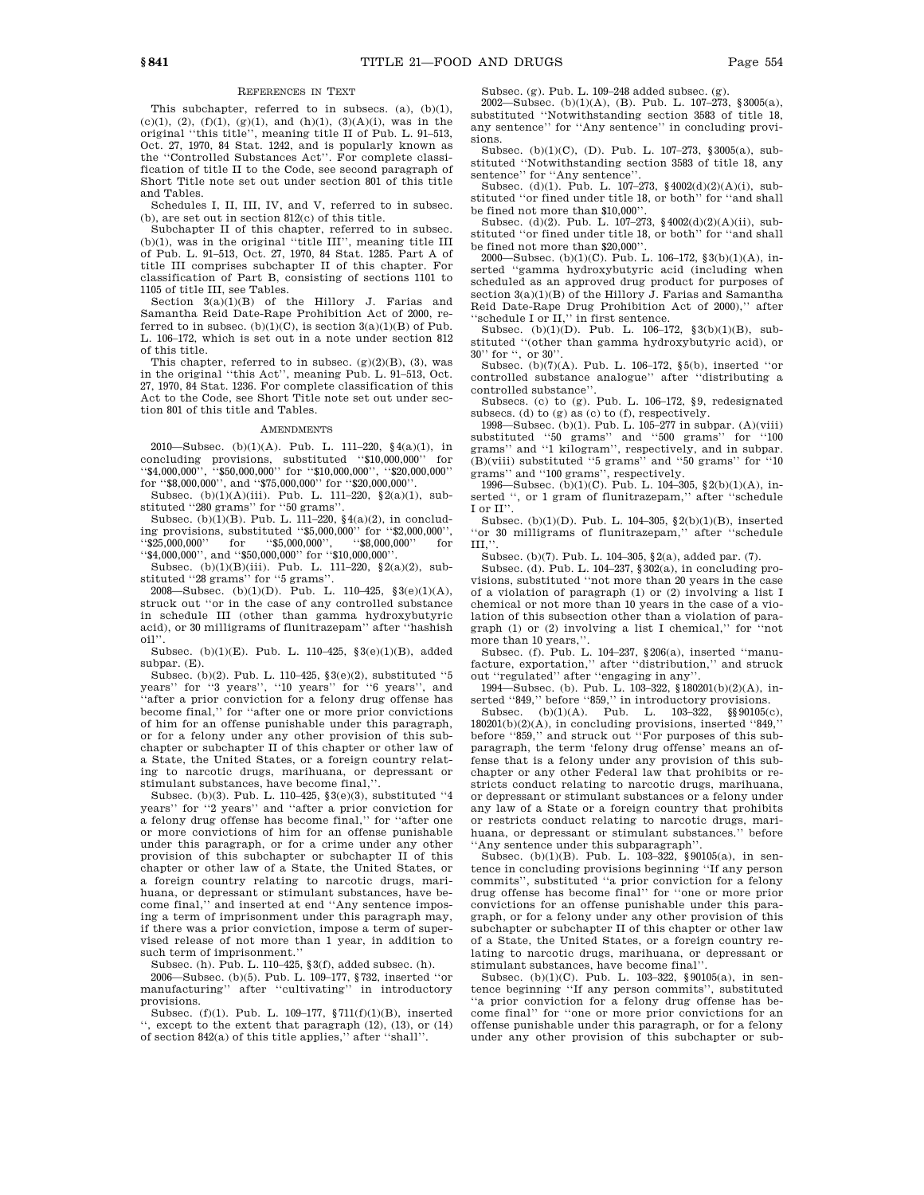REFERENCES IN TEXT

This subchapter, referred to in subsecs. (a), (b)(1), (c)(1), (2), (f)(1), (g)(1), and (h)(1), (3)(A)(i), was in the original ''this title'', meaning title II of Pub. L. 91–513, Oct. 27, 1970, 84 Stat. 1242, and is popularly known as the ''Controlled Substances Act''. For complete classification of title II to the Code, see second paragraph of Short Title note set out under section 801 of this title and Tables.

Schedules I, II, III, IV, and V, referred to in subsec. (b), are set out in section 812(c) of this title.

Subchapter II of this chapter, referred to in subsec. (b)(1), was in the original ''title III'', meaning title III of Pub. L. 91–513, Oct. 27, 1970, 84 Stat. 1285. Part A of title III comprises subchapter II of this chapter. For classification of Part B, consisting of sections 1101 to 1105 of title III, see Tables.

Section 3(a)(1)(B) of the Hillory J. Farias and Samantha Reid Date-Rape Prohibition Act of 2000, referred to in subsec. (b)(1)(C), is section 3(a)(1)(B) of Pub. L. 106–172, which is set out in a note under section 812 of this title.

This chapter, referred to in subsec. (g)(2)(B), (3), was in the original ''this Act'', meaning Pub. L. 91–513, Oct. 27, 1970, 84 Stat. 1236. For complete classification of this Act to the Code, see Short Title note set out under section 801 of this title and Tables.

AMENDMENTS

2010—Subsec. (b)(1)(A). Pub. L. 111–220, §4(a)(1), in concluding provisions, substituted ''$10,000,000'' for ''$4,000,000'', ''$50,000,000'' for ''$10,000,000'', ''$20,000,000'' for ''$8,000,000'', and ''$75,000,000'' for ''$20,000,000''.

Subsec. (b)(1)(A)(iii). Pub. L. 111–220, §2(a)(1), substituted ''280 grams'' for ''50 grams''.

Subsec. (b)(1)(B). Pub. L. 111–220, §4(a)(2), in concluding provisions, substituted ''$5,000,000'' for ''$2,000,000'', ''$25,000,000'' for ''$5,000,000'', ''$8,000,000'' for ''$4,000,000'', and ''$50,000,000'' for ''$10,000,000''.

Subsec. (b)(1)(B)(iii). Pub. L. 111–220, §2(a)(2), substituted ''28 grams'' for ''5 grams''.

2008—Subsec. (b)(1)(D). Pub. L. 110–425, §3(e)(1)(A), struck out ''or in the case of any controlled substance in schedule III (other than gamma hydroxybutyric acid), or 30 milligrams of flunitrazepam'' after ''hashish oil''.

Subsec. (b)(1)(E). Pub. L. 110–425, §3(e)(1)(B), added subpar. (E).

Subsec. (b)(2). Pub. L. 110–425, §3(e)(2), substituted ''5 years'' for ''3 years'', ''10 years'' for ''6 years'', and ''after a prior conviction for a felony drug offense has become final,'' for ''after one or more prior convictions of him for an offense punishable under this paragraph, or for a felony under any other provision of this subchapter or subchapter II of this chapter or other law of a State, the United States, or a foreign country relating to narcotic drugs, marihuana, or depressant or stimulant substances, have become final,''.

Subsec. (b)(3). Pub. L. 110–425, §3(e)(3), substituted ''4 years'' for ''2 years'' and ''after a prior conviction for a felony drug offense has become final,'' for ''after one or more convictions of him for an offense punishable under this paragraph, or for a crime under any other provision of this subchapter or subchapter II of this chapter or other law of a State, the United States, or a foreign country relating to narcotic drugs, marihuana, or depressant or stimulant substances, have become final,'' and inserted at end ''Any sentence imposing a term of imprisonment under this paragraph may, if there was a prior conviction, impose a term of supervised release of not more than 1 year, in addition to such term of imprisonment.''

Subsec. (h). Pub. L. 110–425, §3(f), added subsec. (h).

2006—Subsec. (b)(5). Pub. L. 109–177, §732, inserted ''or manufacturing'' after ''cultivating'' in introductory provisions.

Subsec. (f)(1). Pub. L. 109–177, §711(f)(1)(B), inserted '', except to the extent that paragraph (12), (13), or (14) of section 842(a) of this title applies,'' after ''shall''.

Subsec. (g). Pub. L. 109–248 added subsec. (g).

2002—Subsec. (b)(1)(A), (B). Pub. L. 107–273, §3005(a), substituted ''Notwithstanding section 3583 of title 18, any sentence'' for ''Any sentence'' in concluding provisions.

Subsec. (b)(1)(C), (D). Pub. L. 107–273, §3005(a), substituted ''Notwithstanding section 3583 of title 18, any sentence'' for ''Any sentence''.

Subsec. (d)(1). Pub. L. 107–273, §4002(d)(2)(A)(i), substituted ''or fined under title 18, or both'' for ''and shall be fined not more than $10,000''.

Subsec. (d)(2). Pub. L. 107–273, §4002(d)(2)(A)(ii), substituted ''or fined under title 18, or both'' for ''and shall be fined not more than $20,000''.

2000—Subsec. (b)(1)(C). Pub. L. 106–172, §3(b)(1)(A), inserted ''gamma hydroxybutyric acid (including when scheduled as an approved drug product for purposes of section 3(a)(1)(B) of the Hillory J. Farias and Samantha Reid Date-Rape Drug Prohibition Act of 2000),'' after ''schedule I or II,'' in first sentence.

Subsec. (b)(1)(D). Pub. L. 106–172, §3(b)(1)(B), substituted ''(other than gamma hydroxybutyric acid), or 30'' for '', or 30''.

Subsec. (b)(7)(A). Pub. L. 106–172, §5(b), inserted ''or controlled substance analogue'' after ''distributing a controlled substance''.

Subsecs. (c) to (g). Pub. L. 106–172, §9, redesignated subsecs. (d) to (g) as (c) to (f), respectively.

1998—Subsec. (b)(1). Pub. L. 105–277 in subpar. (A)(viii) substituted ''50 grams'' and ''500 grams'' for ''100 grams'' and ''1 kilogram'', respectively, and in subpar. (B)(viii) substituted ''5 grams'' and ''50 grams'' for ''10 grams'' and ''100 grams'', respectively.

1996—Subsec. (b)(1)(C). Pub. L. 104–305, §2(b)(1)(A), inserted '', or 1 gram of flunitrazepam,'' after ''schedule I or II''.

Subsec. (b)(1)(D). Pub. L. 104–305, §2(b)(1)(B), inserted ''or 30 milligrams of flunitrazepam,'' after ''schedule III,''.

Subsec. (b)(7). Pub. L. 104–305, §2(a), added par. (7).

Subsec. (d). Pub. L. 104–237, §302(a), in concluding provisions, substituted ''not more than 20 years in the case of a violation of paragraph (1) or (2) involving a list I chemical or not more than 10 years in the case of a violation of this subsection other than a violation of paragraph (1) or (2) involving a list I chemical,'' for ''not more than 10 years,''.

Subsec. (f). Pub. L. 104–237, §206(a), inserted ''manufacture, exportation,'' after ''distribution,'' and struck out ''regulated'' after ''engaging in any''.

1994—Subsec. (b). Pub. L. 103–322, §180201(b)(2)(A), inserted ''849,'' before ''859,'' in introductory provisions.

Subsec. (b)(1)(A). Pub. L. 103–322, §§90105(c), 180201(b)(2)(A), in concluding provisions, inserted ''849,'' before ''859,'' and struck out ''For purposes of this subparagraph, the term 'felony drug offense' means an offense that is a felony under any provision of this subchapter or any other Federal law that prohibits or restricts conduct relating to narcotic drugs, marihuana, or depressant or stimulant substances or a felony under any law of a State or a foreign country that prohibits or restricts conduct relating to narcotic drugs, marihuana, or depressant or stimulant substances.'' before ''Any sentence under this subparagraph''.

Subsec. (b)(1)(B). Pub. L. 103–322, §90105(a), in sentence in concluding provisions beginning ''If any person commits'', substituted ''a prior conviction for a felony drug offense has become final'' for ''one or more prior convictions for an offense punishable under this paragraph, or for a felony under any other provision of this subchapter or subchapter II of this chapter or other law of a State, the United States, or a foreign country relating to narcotic drugs, marihuana, or depressant or stimulant substances, have become final''.

Subsec. (b)(1)(C). Pub. L. 103–322, §90105(a), in sentence beginning ''If any person commits'', substituted ''a prior conviction for a felony drug offense has become final'' for ''one or more prior convictions for an offense punishable under this paragraph, or for a felony under any other provision of this subchapter or sub-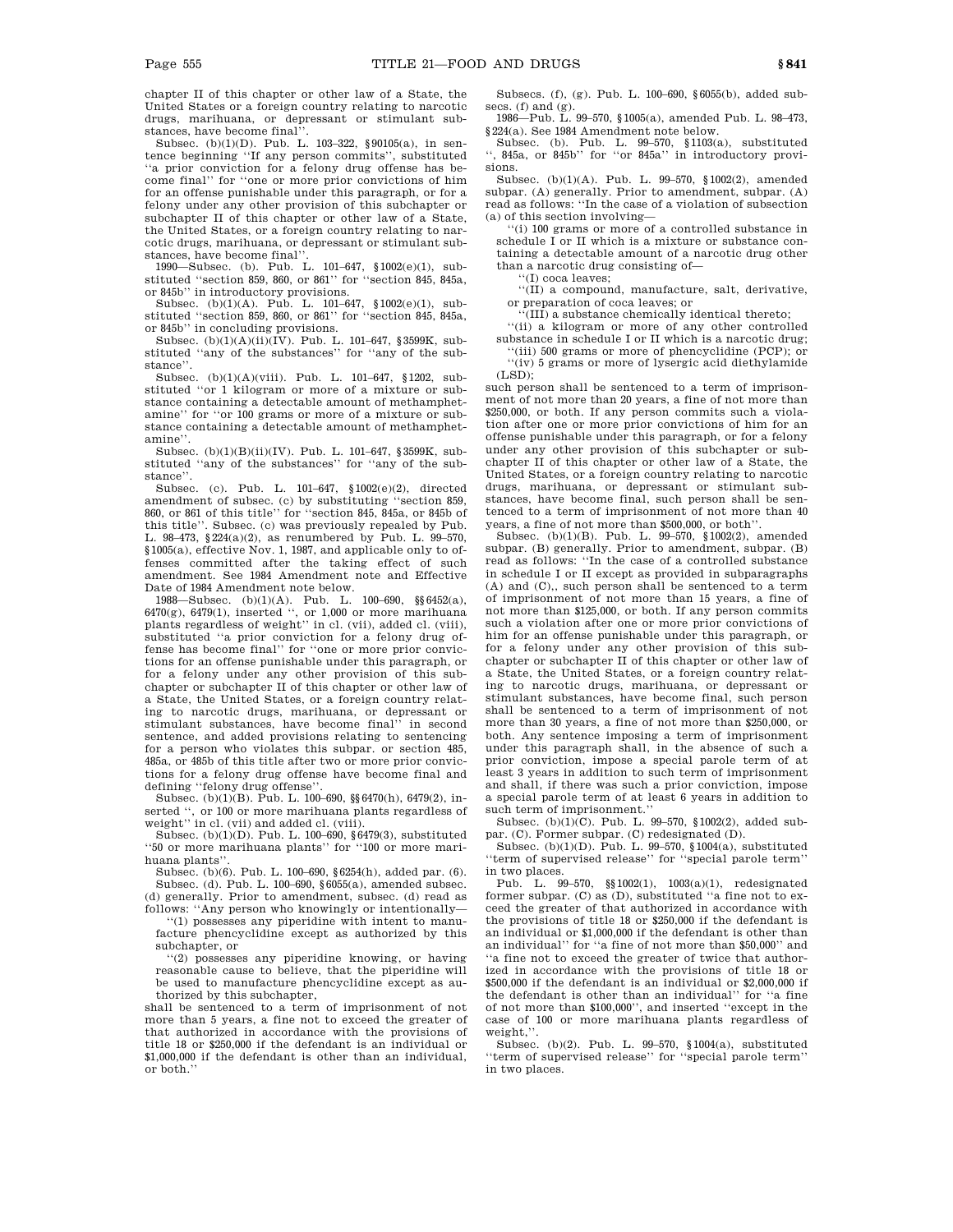chapter II of this chapter or other law of a State, the United States or a foreign country relating to narcotic drugs, marihuana, or depressant or stimulant substances, have become final''.

Subsec. (b)(1)(D). Pub. L. 103–322, §90105(a), in sentence beginning ''If any person commits'', substituted ''a prior conviction for a felony drug offense has become final'' for ''one or more prior convictions of him for an offense punishable under this paragraph, or for a felony under any other provision of this subchapter or subchapter II of this chapter or other law of a State, the United States, or a foreign country relating to narcotic drugs, marihuana, or depressant or stimulant substances, have become final''.

1990—Subsec. (b). Pub. L. 101–647, §1002(e)(1), substituted ''section 859, 860, or 861'' for ''section 845, 845a, or 845b'' in introductory provisions.

Subsec. (b)(1)(A). Pub. L. 101–647, §1002(e)(1), substituted ''section 859, 860, or 861'' for ''section 845, 845a, or 845b'' in concluding provisions.

Subsec. (b)(1)(A)(ii)(IV). Pub. L. 101–647, §3599K, substituted ''any of the substances'' for ''any of the substance''.

Subsec. (b)(1)(A)(viii). Pub. L. 101–647, §1202, substituted ''or 1 kilogram or more of a mixture or substance containing a detectable amount of methamphetamine'' for ''or 100 grams or more of a mixture or substance containing a detectable amount of methamphetamine''.

Subsec. (b)(1)(B)(ii)(IV). Pub. L. 101–647, §3599K, substituted ''any of the substances'' for ''any of the substance''.

Subsec. (c). Pub. L. 101–647, §1002(e)(2), directed amendment of subsec. (c) by substituting ''section 859, 860, or 861 of this title'' for ''section 845, 845a, or 845b of this title''. Subsec. (c) was previously repealed by Pub. L. 98–473, §224(a)(2), as renumbered by Pub. L. 99–570, §1005(a), effective Nov. 1, 1987, and applicable only to offenses committed after the taking effect of such amendment. See 1984 Amendment note and Effective Date of 1984 Amendment note below.

1988—Subsec. (b)(1)(A). Pub. L. 100–690, §§6452(a), 6470(g), 6479(1), inserted '', or 1,000 or more marihuana plants regardless of weight'' in cl. (vii), added cl. (viii), substituted ''a prior conviction for a felony drug offense has become final'' for ''one or more prior convictions for an offense punishable under this paragraph, or for a felony under any other provision of this subchapter or subchapter II of this chapter or other law of a State, the United States, or a foreign country relating to narcotic drugs, marihuana, or depressant or stimulant substances, have become final'' in second sentence, and added provisions relating to sentencing for a person who violates this subpar. or section 485, 485a, or 485b of this title after two or more prior convictions for a felony drug offense have become final and defining ''felony drug offense''.

Subsec. (b)(1)(B). Pub. L. 100–690, §§6470(h), 6479(2), inserted '', or 100 or more marihuana plants regardless of weight'' in cl. (vii) and added cl. (viii).

Subsec. (b)(1)(D). Pub. L. 100–690, §6479(3), substituted ''50 or more marihuana plants'' for ''100 or more marihuana plants''.

Subsec. (b)(6). Pub. L. 100–690, §6254(h), added par. (6).

Subsec. (d). Pub. L. 100–690, §6055(a), amended subsec. (d) generally. Prior to amendment, subsec. (d) read as follows: ''Any person who knowingly or intentionally—

''(1) possesses any piperidine with intent to manufacture phencyclidine except as authorized by this subchapter, or

''(2) possesses any piperidine knowing, or having reasonable cause to believe, that the piperidine will be used to manufacture phencyclidine except as authorized by this subchapter,

shall be sentenced to a term of imprisonment of not more than 5 years, a fine not to exceed the greater of that authorized in accordance with the provisions of title 18 or $250,000 if the defendant is an individual or $1,000,000 if the defendant is other than an individual, or both.''

Subsecs. (f), (g). Pub. L. 100–690, §6055(b), added subsecs. (f) and (g).

1986—Pub. L. 99–570, §1005(a), amended Pub. L. 98–473, §224(a). See 1984 Amendment note below.

Subsec. (b). Pub. L. 99–570, §1103(a), substituted '', 845a, or 845b'' for ''or 845a'' in introductory provisions.

Subsec. (b)(1)(A). Pub. L. 99–570, §1002(2), amended subpar. (A) generally. Prior to amendment, subpar. (A) read as follows: ''In the case of a violation of subsection (a) of this section involving—

''(i) 100 grams or more of a controlled substance in schedule I or II which is a mixture or substance containing a detectable amount of a narcotic drug other than a narcotic drug consisting of—

''(I) coca leaves;

''(II) a compound, manufacture, salt, derivative, or preparation of coca leaves; or

''(III) a substance chemically identical thereto;

''(ii) a kilogram or more of any other controlled substance in schedule I or II which is a narcotic drug;

''(iii) 500 grams or more of phencyclidine (PCP); or

''(iv) 5 grams or more of lysergic acid diethylamide (LSD);

such person shall be sentenced to a term of imprisonment of not more than 20 years, a fine of not more than $250,000, or both. If any person commits such a violation after one or more prior convictions of him for an offense punishable under this paragraph, or for a felony under any other provision of this subchapter or subchapter II of this chapter or other law of a State, the United States, or a foreign country relating to narcotic drugs, marihuana, or depressant or stimulant substances, have become final, such person shall be sentenced to a term of imprisonment of not more than 40 years, a fine of not more than $500,000, or both''.

Subsec. (b)(1)(B). Pub. L. 99–570, §1002(2), amended subpar. (B) generally. Prior to amendment, subpar. (B) read as follows: ''In the case of a controlled substance in schedule I or II except as provided in subparagraphs (A) and (C),, such person shall be sentenced to a term of imprisonment of not more than 15 years, a fine of not more than $125,000, or both. If any person commits such a violation after one or more prior convictions of him for an offense punishable under this paragraph, or for a felony under any other provision of this subchapter or subchapter II of this chapter or other law of a State, the United States, or a foreign country relating to narcotic drugs, marihuana, or depressant or stimulant substances, have become final, such person shall be sentenced to a term of imprisonment of not more than 30 years, a fine of not more than $250,000, or both. Any sentence imposing a term of imprisonment under this paragraph shall, in the absence of such a prior conviction, impose a special parole term of at least 3 years in addition to such term of imprisonment and shall, if there was such a prior conviction, impose a special parole term of at least 6 years in addition to such term of imprisonment.''

Subsec. (b)(1)(C). Pub. L. 99–570, §1002(2), added subpar. (C). Former subpar. (C) redesignated (D).

Subsec. (b)(1)(D). Pub. L. 99–570, §1004(a), substituted ''term of supervised release'' for ''special parole term'' in two places.

Pub. L. 99–570, §§1002(1), 1003(a)(1), redesignated former subpar. (C) as (D), substituted ''a fine not to exceed the greater of that authorized in accordance with the provisions of title 18 or $250,000 if the defendant is an individual or $1,000,000 if the defendant is other than an individual'' for ''a fine of not more than $50,000'' and ''a fine not to exceed the greater of twice that authorized in accordance with the provisions of title 18 or $500,000 if the defendant is an individual or $2,000,000 if the defendant is other than an individual'' for ''a fine of not more than $100,000'', and inserted ''except in the case of 100 or more marihuana plants regardless of weight,''.

Subsec. (b)(2). Pub. L. 99–570, §1004(a), substituted ''term of supervised release'' for ''special parole term'' in two places.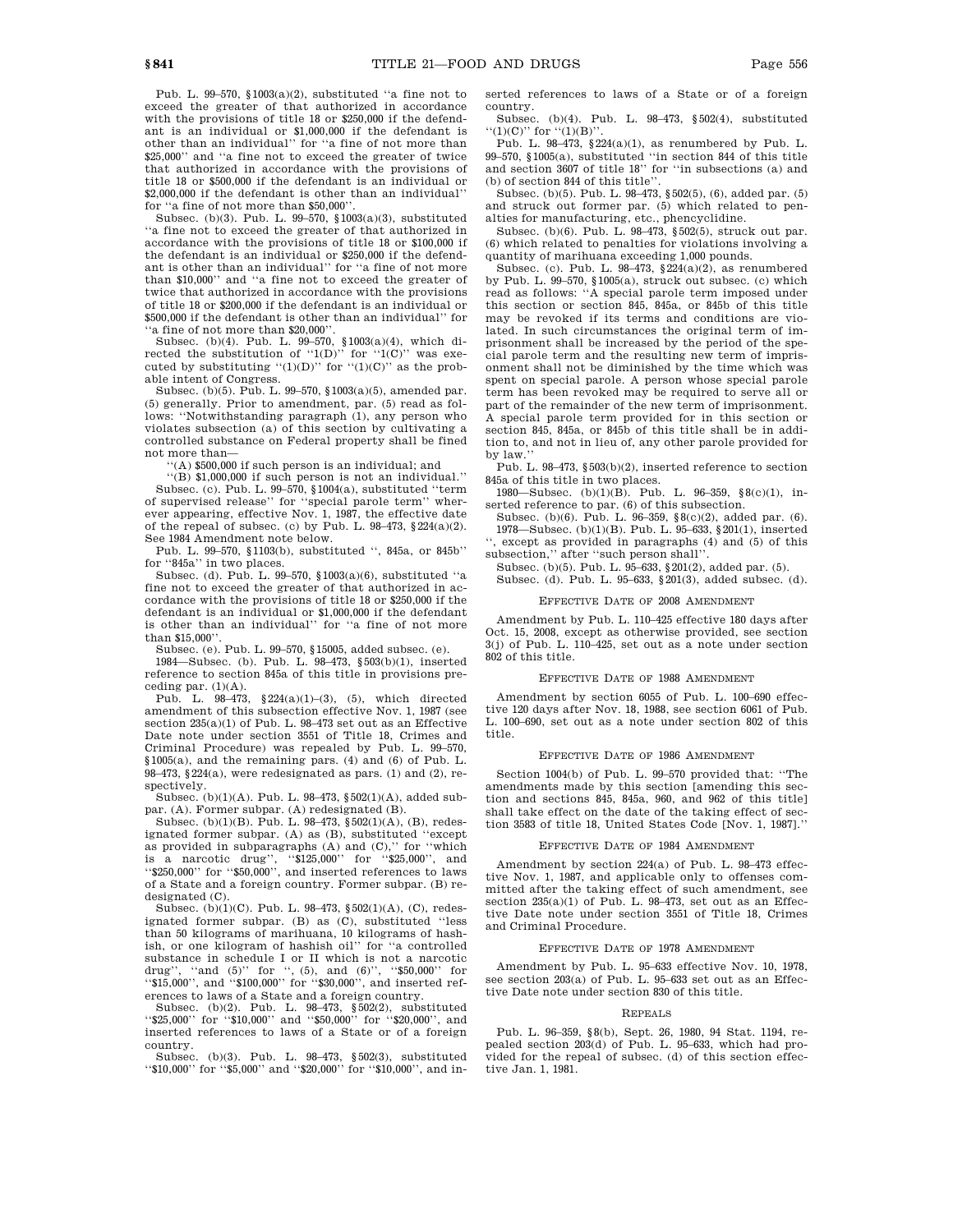Pub. L. 99–570, §1003(a)(2), substituted "a fine not to exceed the greater of that authorized in accordance with the provisions of title 18 or $250,000 if the defendant is an individual or $1,000,000 if the defendant is other than an individual" for "a fine of not more than $25,000" and "a fine not to exceed the greater of twice that authorized in accordance with the provisions of title 18 or $500,000 if the defendant is an individual or $2,000,000 if the defendant is other than an individual" for "a fine of not more than $50,000".

Subsec. (b)(3). Pub. L. 99–570, §1003(a)(3), substituted "a fine not to exceed the greater of that authorized in accordance with the provisions of title 18 or $100,000 if the defendant is an individual or $250,000 if the defendant is other than an individual" for "a fine of not more than $10,000" and "a fine not to exceed the greater of twice that authorized in accordance with the provisions of title 18 or $200,000 if the defendant is an individual or $500,000 if the defendant is other than an individual" for "a fine of not more than $20,000".

Subsec. (b)(4). Pub. L. 99–570, §1003(a)(4), which directed the substitution of "1(D)" for "1(C)" was executed by substituting "(1)(D)" for "(1)(C)" as the probable intent of Congress.

Subsec. (b)(5). Pub. L. 99–570, §1003(a)(5), amended par. (5) generally. Prior to amendment, par. (5) read as follows: "Notwithstanding paragraph (1), any person who violates subsection (a) of this section by cultivating a controlled substance on Federal property shall be fined not more than—

"(A) $500,000 if such person is an individual; and

"(B) $1,000,000 if such person is not an individual."

Subsec. (c). Pub. L. 99–570, §1004(a), substituted "term of supervised release" for "special parole term" wherever appearing, effective Nov. 1, 1987, the effective date of the repeal of subsec. (c) by Pub. L. 98–473, §224(a)(2). See 1984 Amendment note below.

Pub. L. 99–570, §1103(b), substituted ", 845a, or 845b" for "845a" in two places.

Subsec. (d). Pub. L. 99–570, §1003(a)(6), substituted "a fine not to exceed the greater of that authorized in accordance with the provisions of title 18 or $250,000 if the defendant is an individual or $1,000,000 if the defendant is other than an individual" for "a fine of not more than $15,000".

Subsec. (e). Pub. L. 99–570, §15005, added subsec. (e).

1984—Subsec. (b). Pub. L. 98–473, §503(b)(1), inserted reference to section 845a of this title in provisions preceding par. (1)(A).

Pub. L. 98–473, §224(a)(1)–(3), (5), which directed amendment of this subsection effective Nov. 1, 1987 (see section 235(a)(1) of Pub. L. 98–473 set out as an Effective Date note under section 3551 of Title 18, Crimes and Criminal Procedure) was repealed by Pub. L. 99–570, §1005(a), and the remaining pars. (4) and (6) of Pub. L. 98–473, §224(a), were redesignated as pars. (1) and (2), respectively.

Subsec. (b)(1)(A). Pub. L. 98–473, §502(1)(A), added subpar. (A). Former subpar. (A) redesignated (B).

Subsec. (b)(1)(B). Pub. L. 98–473, §502(1)(A), (B), redesignated former subpar. (A) as (B), substituted "except as provided in subparagraphs (A) and (C)," for "which is a narcotic drug", "$125,000" for "$25,000", and "$250,000" for "$50,000", and inserted references to laws of a State and a foreign country. Former subpar. (B) redesignated (C).

Subsec. (b)(1)(C). Pub. L. 98–473, §502(1)(A), (C), redesignated former subpar. (B) as (C), substituted "less than 50 kilograms of marihuana, 10 kilograms of hashish, or one kilogram of hashish oil" for "a controlled substance in schedule I or II which is not a narcotic drug", "and (5)" for ", (5), and (6)", "$50,000" for "$15,000", and "$100,000" for "$30,000", and inserted references to laws of a State and a foreign country.

Subsec. (b)(2). Pub. L. 98–473, §502(2), substituted "$25,000" for "$10,000" and "$50,000" for "$20,000", and inserted references to laws of a State or of a foreign country.

Subsec. (b)(3). Pub. L. 98–473, §502(3), substituted "$10,000" for "$5,000" and "$20,000" for "$10,000", and inserted references to laws of a State or of a foreign country.

Subsec. (b)(4). Pub. L. 98–473, §502(4), substituted "(1)(C)" for "(1)(B)".

Pub. L. 98–473, §224(a)(1), as renumbered by Pub. L. 99–570, §1005(a), substituted "in section 844 of this title and section 3607 of title 18" for "in subsections (a) and (b) of section 844 of this title".

Subsec. (b)(5). Pub. L. 98–473, §502(5), (6), added par. (5) and struck out former par. (5) which related to penalties for manufacturing, etc., phencyclidine.

Subsec. (b)(6). Pub. L. 98–473, §502(5), struck out par. (6) which related to penalties for violations involving a quantity of marihuana exceeding 1,000 pounds.

Subsec. (c). Pub. L. 98–473, §224(a)(2), as renumbered by Pub. L. 99–570, §1005(a), struck out subsec. (c) which read as follows: "A special parole term imposed under this section or section 845, 845a, or 845b of this title may be revoked if its terms and conditions are violated. In such circumstances the original term of imprisonment shall be increased by the period of the special parole term and the resulting new term of imprisonment shall not be diminished by the time which was spent on special parole. A person whose special parole term has been revoked may be required to serve all or part of the remainder of the new term of imprisonment. A special parole term provided for in this section or section 845, 845a, or 845b of this title shall be in addition to, and not in lieu of, any other parole provided for by law."

Pub. L. 98–473, §503(b)(2), inserted reference to section 845a of this title in two places.

1980—Subsec. (b)(1)(B). Pub. L. 96–359, §8(c)(1), inserted reference to par. (6) of this subsection.

Subsec. (b)(6). Pub. L. 96–359, §8(c)(2), added par. (6).

1978—Subsec. (b)(1)(B). Pub. L. 95–633, §201(1), inserted ", except as provided in paragraphs (4) and (5) of this subsection," after "such person shall".

Subsec. (b)(5). Pub. L. 95–633, §201(2), added par. (5).

Subsec. (d). Pub. L. 95–633, §201(3), added subsec. (d).

### Effective Date of 2008 Amendment

Amendment by Pub. L. 110–425 effective 180 days after Oct. 15, 2008, except as otherwise provided, see section 3(j) of Pub. L. 110–425, set out as a note under section 802 of this title.

### Effective Date of 1988 Amendment

Amendment by section 6055 of Pub. L. 100–690 effective 120 days after Nov. 18, 1988, see section 6061 of Pub. L. 100–690, set out as a note under section 802 of this title.

### Effective Date of 1986 Amendment

Section 1004(b) of Pub. L. 99–570 provided that: "The amendments made by this section [amending this section and sections 845, 845a, 960, and 962 of this title] shall take effect on the date of the taking effect of section 3583 of title 18, United States Code [Nov. 1, 1987]."

### Effective Date of 1984 Amendment

Amendment by section 224(a) of Pub. L. 98–473 effective Nov. 1, 1987, and applicable only to offenses committed after the taking effect of such amendment, see section 235(a)(1) of Pub. L. 98–473, set out as an Effective Date note under section 3551 of Title 18, Crimes and Criminal Procedure.

### Effective Date of 1978 Amendment

Amendment by Pub. L. 95–633 effective Nov. 10, 1978, see section 203(a) of Pub. L. 95–633 set out as an Effective Date note under section 830 of this title.

### Repeals

Pub. L. 96–359, §8(b), Sept. 26, 1980, 94 Stat. 1194, repealed section 203(d) of Pub. L. 95–633, which had provided for the repeal of subsec. (d) of this section effective Jan. 1, 1981.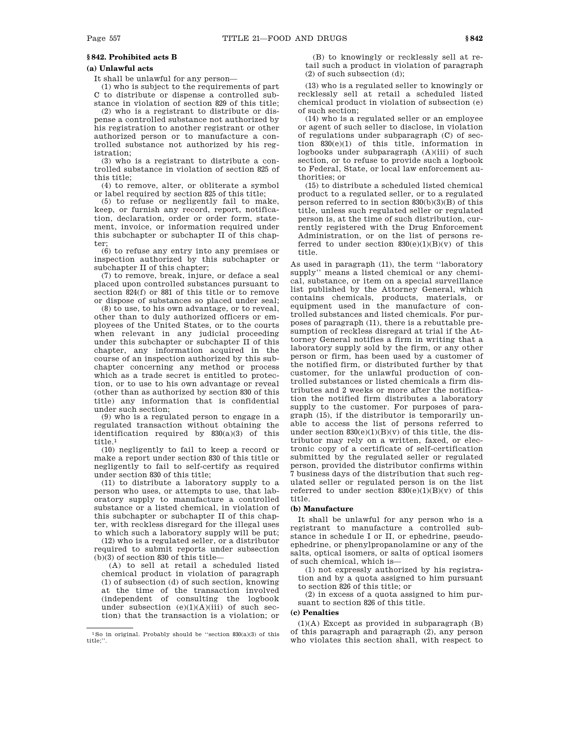## § 842. Prohibited acts B

### (a) Unlawful acts

It shall be unlawful for any person—

(1) who is subject to the requirements of part C to distribute or dispense a controlled substance in violation of section 829 of this title;

(2) who is a registrant to distribute or dispense a controlled substance not authorized by his registration to another registrant or other authorized person or to manufacture a controlled substance not authorized by his registration;

(3) who is a registrant to distribute a controlled substance in violation of section 825 of this title;

(4) to remove, alter, or obliterate a symbol or label required by section 825 of this title;

(5) to refuse or negligently fail to make, keep, or furnish any record, report, notification, declaration, order or order form, statement, invoice, or information required under this subchapter or subchapter II of this chapter;

(6) to refuse any entry into any premises or inspection authorized by this subchapter or subchapter II of this chapter;

(7) to remove, break, injure, or deface a seal placed upon controlled substances pursuant to section 824(f) or 881 of this title or to remove or dispose of substances so placed under seal;

(8) to use, to his own advantage, or to reveal, other than to duly authorized officers or employees of the United States, or to the courts when relevant in any judicial proceeding under this subchapter or subchapter II of this chapter, any information acquired in the course of an inspection authorized by this subchapter concerning any method or process which as a trade secret is entitled to protection, or to use to his own advantage or reveal (other than as authorized by section 830 of this title) any information that is confidential under such section;

(9) who is a regulated person to engage in a regulated transaction without obtaining the identification required by 830(a)(3) of this title.[1]

(10) negligently to fail to keep a record or make a report under section 830 of this title or negligently to fail to self-certify as required under section 830 of this title;

(11) to distribute a laboratory supply to a person who uses, or attempts to use, that laboratory supply to manufacture a controlled substance or a listed chemical, in violation of this subchapter or subchapter II of this chapter, with reckless disregard for the illegal uses to which such a laboratory supply will be put;

(12) who is a regulated seller, or a distributor required to submit reports under subsection (b)(3) of section 830 of this title—

(A) to sell at retail a scheduled listed chemical product in violation of paragraph (1) of subsection (d) of such section, knowing at the time of the transaction involved (independent of consulting the logbook under subsection (e)(1)(A)(iii) of such section) that the transaction is a violation; or

(B) to knowingly or recklessly sell at retail such a product in violation of paragraph (2) of such subsection (d);

(13) who is a regulated seller to knowingly or recklessly sell at retail a scheduled listed chemical product in violation of subsection (e) of such section;

(14) who is a regulated seller or an employee or agent of such seller to disclose, in violation of regulations under subparagraph (C) of section 830(e)(1) of this title, information in logbooks under subparagraph (A)(iii) of such section, or to refuse to provide such a logbook to Federal, State, or local law enforcement authorities; or

(15) to distribute a scheduled listed chemical product to a regulated seller, or to a regulated person referred to in section 830(b)(3)(B) of this title, unless such regulated seller or regulated person is, at the time of such distribution, currently registered with the Drug Enforcement Administration, or on the list of persons referred to under section 830(e)(1)(B)(v) of this title.

As used in paragraph (11), the term ''laboratory supply'' means a listed chemical or any chemical, substance, or item on a special surveillance list published by the Attorney General, which contains chemicals, products, materials, or equipment used in the manufacture of controlled substances and listed chemicals. For purposes of paragraph (11), there is a rebuttable presumption of reckless disregard at trial if the Attorney General notifies a firm in writing that a laboratory supply sold by the firm, or any other person or firm, has been used by a customer of the notified firm, or distributed further by that customer, for the unlawful production of controlled substances or listed chemicals a firm distributes and 2 weeks or more after the notification the notified firm distributes a laboratory supply to the customer. For purposes of paragraph (15), if the distributor is temporarily unable to access the list of persons referred to under section 830(e)(1)(B)(v) of this title, the distributor may rely on a written, faxed, or electronic copy of a certificate of self-certification submitted by the regulated seller or regulated person, provided the distributor confirms within 7 business days of the distribution that such regulated seller or regulated person is on the list referred to under section 830(e)(1)(B)(v) of this title.

### (b) Manufacture

It shall be unlawful for any person who is a registrant to manufacture a controlled substance in schedule I or II, or ephedrine, pseudoephedrine, or phenylpropanolamine or any of the salts, optical isomers, or salts of optical isomers of such chemical, which is—

(1) not expressly authorized by his registration and by a quota assigned to him pursuant to section 826 of this title; or

(2) in excess of a quota assigned to him pursuant to section 826 of this title.

### (c) Penalties

(1)(A) Except as provided in subparagraph (B) of this paragraph and paragraph (2), any person who violates this section shall, with respect to

---

[1] So in original. Probably should be ''section 830(a)(3) of this title;''.